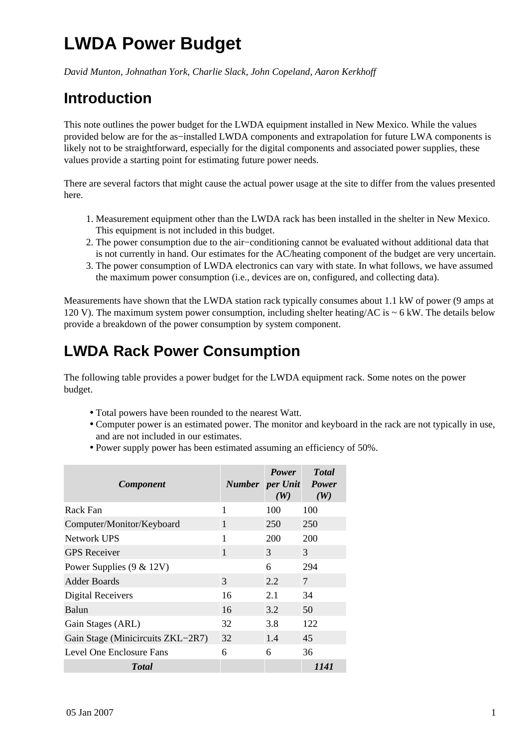# LWDA Power Budget

*David Munton, Johnathan York, Charlie Slack, John Copeland, Aaron Kerkhoff*

## Introduction

This note outlines the power budget for the LWDA equipment installed in New Mexico. While the values provided below are for the as−installed LWDA components and extrapolation for future LWA components is likely not to be straightforward, especially for the digital components and associated power supplies, these values provide a starting point for estimating future power needs.

There are several factors that might cause the actual power usage at the site to differ from the values presented here.

1. Measurement equipment other than the LWDA rack has been installed in the shelter in New Mexico. This equipment is not included in this budget.
2. The power consumption due to the air−conditioning cannot be evaluated without additional data that is not currently in hand. Our estimates for the AC/heating component of the budget are very uncertain.
3. The power consumption of LWDA electronics can vary with state. In what follows, we have assumed the maximum power consumption (i.e., devices are on, configured, and collecting data).

Measurements have shown that the LWDA station rack typically consumes about 1.1 kW of power (9 amps at 120 V). The maximum system power consumption, including shelter heating/AC is ~ 6 kW. The details below provide a breakdown of the power consumption by system component.

## LWDA Rack Power Consumption

The following table provides a power budget for the LWDA equipment rack. Some notes on the power budget.

- Total powers have been rounded to the nearest Watt.
- Computer power is an estimated power. The monitor and keyboard in the rack are not typically in use, and are not included in our estimates.
- Power supply power has been estimated assuming an efficiency of 50%.

| *Component* | *Number* | *Power per Unit (W)* | *Total Power (W)* |
|---|---|---|---|
| Rack Fan | 1 | 100 | 100 |
| Computer/Monitor/Keyboard | 1 | 250 | 250 |
| Network UPS | 1 | 200 | 200 |
| GPS Receiver | 1 | 3 | 3 |
| Power Supplies (9 & 12V) | | 6 | 294 |
| Adder Boards | 3 | 2.2 | 7 |
| Digital Receivers | 16 | 2.1 | 34 |
| Balun | 16 | 3.2 | 50 |
| Gain Stages (ARL) | 32 | 3.8 | 122 |
| Gain Stage (Minicircuits ZKL−2R7) | 32 | 1.4 | 45 |
| Level One Enclosure Fans | 6 | 6 | 36 |
| ***Total*** | | | ***1141*** |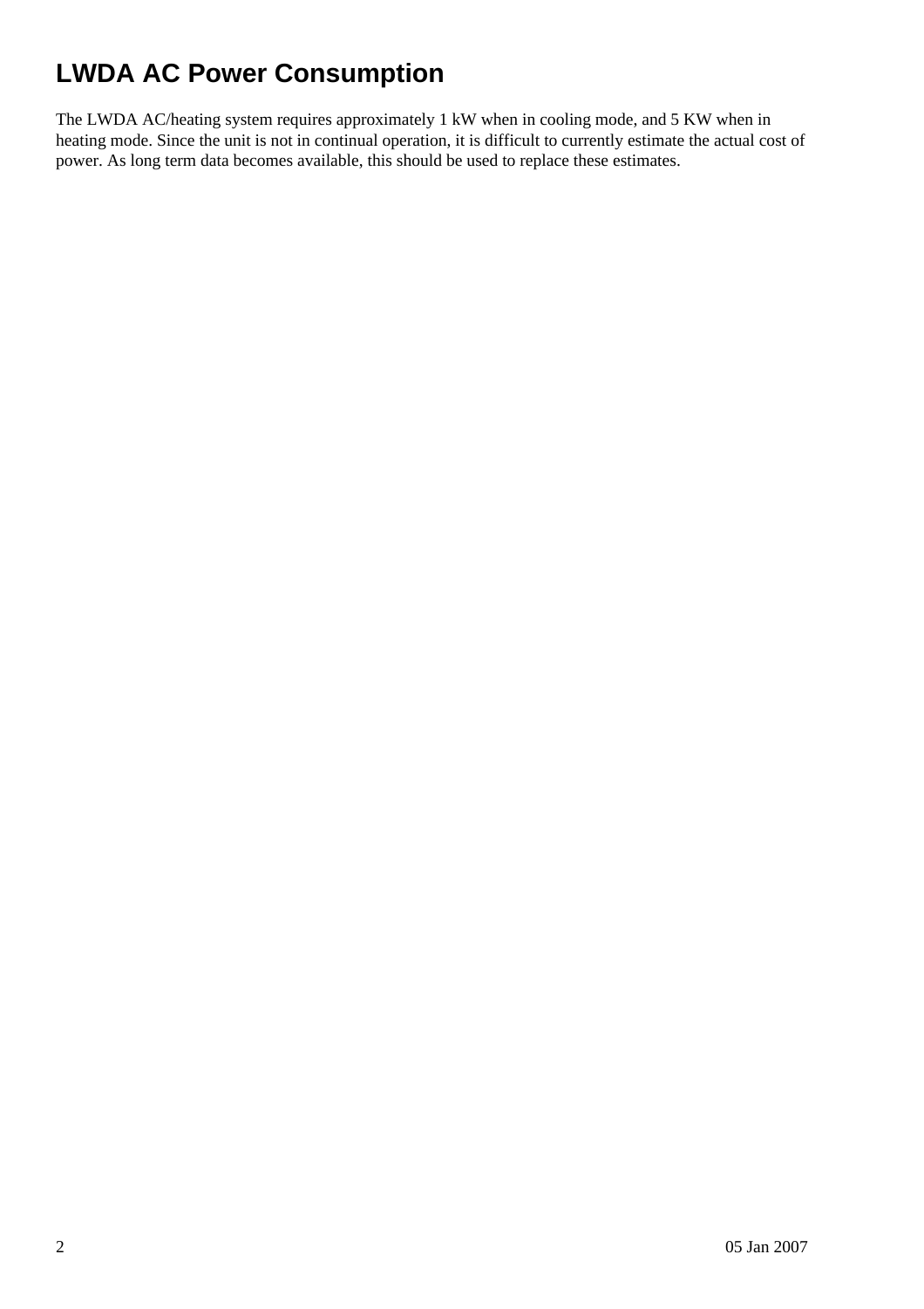# LWDA AC Power Consumption

The LWDA AC/heating system requires approximately 1 kW when in cooling mode, and 5 KW when in heating mode. Since the unit is not in continual operation, it is difficult to currently estimate the actual cost of power. As long term data becomes available, this should be used to replace these estimates.